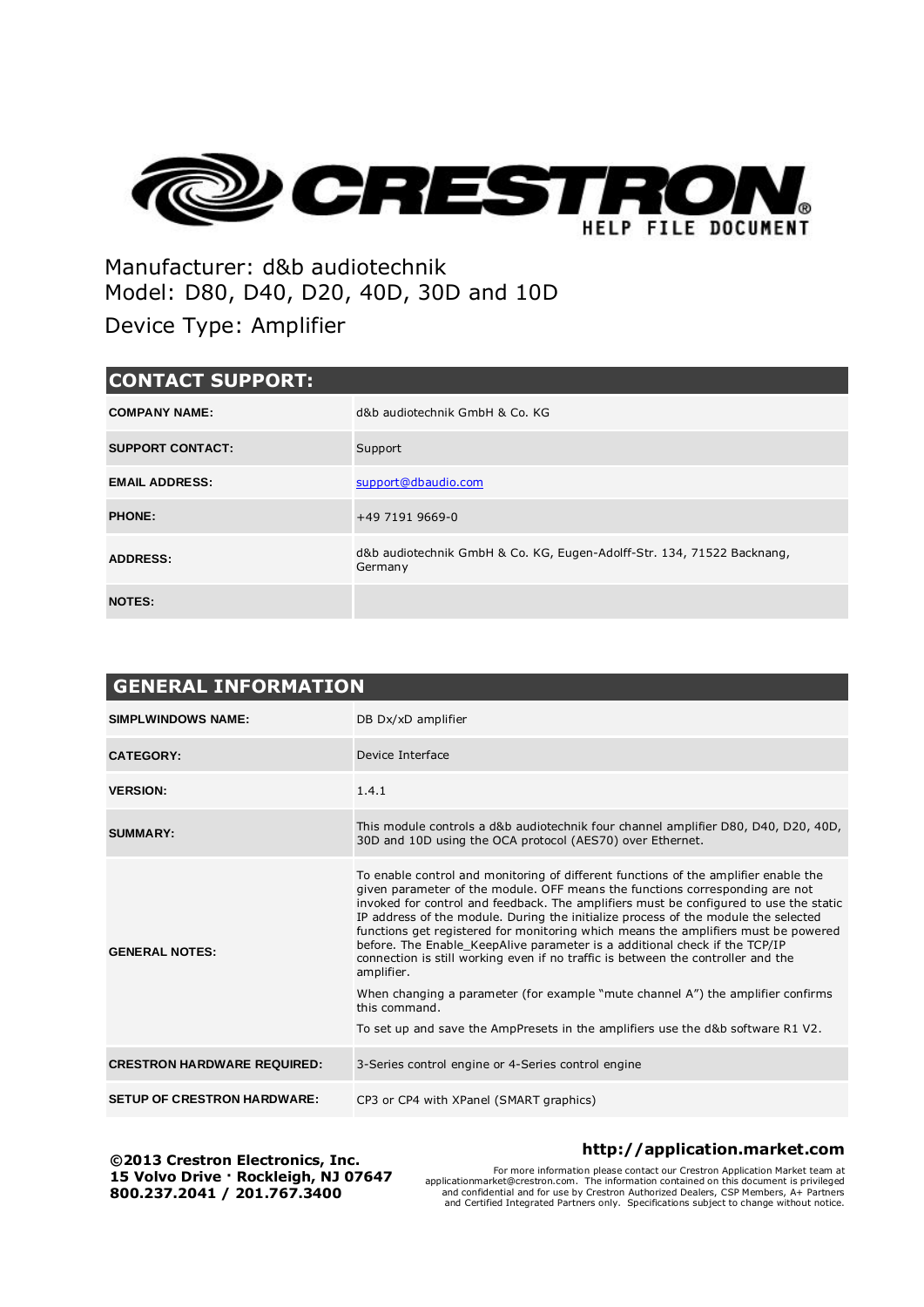CRESTRON HELP FILE DOCUMENT

Manufacturer: d&b audiotechnik
Model: D80, D40, D20, 40D, 30D and 10D
Device Type: Amplifier

## CONTACT SUPPORT:

| | |
|---|---|
| **COMPANY NAME:** | d&b audiotechnik GmbH & Co. KG |
| **SUPPORT CONTACT:** | Support |
| **EMAIL ADDRESS:** | support@dbaudio.com |
| **PHONE:** | +49 7191 9669-0 |
| **ADDRESS:** | d&b audiotechnik GmbH & Co. KG, Eugen-Adolff-Str. 134, 71522 Backnang, Germany |
| **NOTES:** | |

## GENERAL INFORMATION

| | |
|---|---|
| **SIMPLWINDOWS NAME:** | DB Dx/xD amplifier |
| **CATEGORY:** | Device Interface |
| **VERSION:** | 1.4.1 |
| **SUMMARY:** | This module controls a d&b audiotechnik four channel amplifier D80, D40, D20, 40D, 30D and 10D using the OCA protocol (AES70) over Ethernet. |
| **GENERAL NOTES:** | To enable control and monitoring of different functions of the amplifier enable the given parameter of the module. OFF means the functions corresponding are not invoked for control and feedback. The amplifiers must be configured to use the static IP address of the module. During the initialize process of the module the selected functions get registered for monitoring which means the amplifiers must be powered before. The Enable_KeepAlive parameter is a additional check if the TCP/IP connection is still working even if no traffic is between the controller and the amplifier.<br><br>When changing a parameter (for example "mute channel A") the amplifier confirms this command.<br><br>To set up and save the AmpPresets in the amplifiers use the d&b software R1 V2. |
| **CRESTRON HARDWARE REQUIRED:** | 3-Series control engine or 4-Series control engine |
| **SETUP OF CRESTRON HARDWARE:** | CP3 or CP4 with XPanel (SMART graphics) |

**©2013 Crestron Electronics, Inc.**
**15 Volvo Drive · Rockleigh, NJ 07647**
**800.237.2041 / 201.767.3400**

**http://application.market.com**

For more information please contact our Crestron Application Market team at applicationmarket@crestron.com. The information contained on this document is privileged and confidential and for use by Crestron Authorized Dealers, CSP Members, A+ Partners and Certified Integrated Partners only. Specifications subject to change without notice.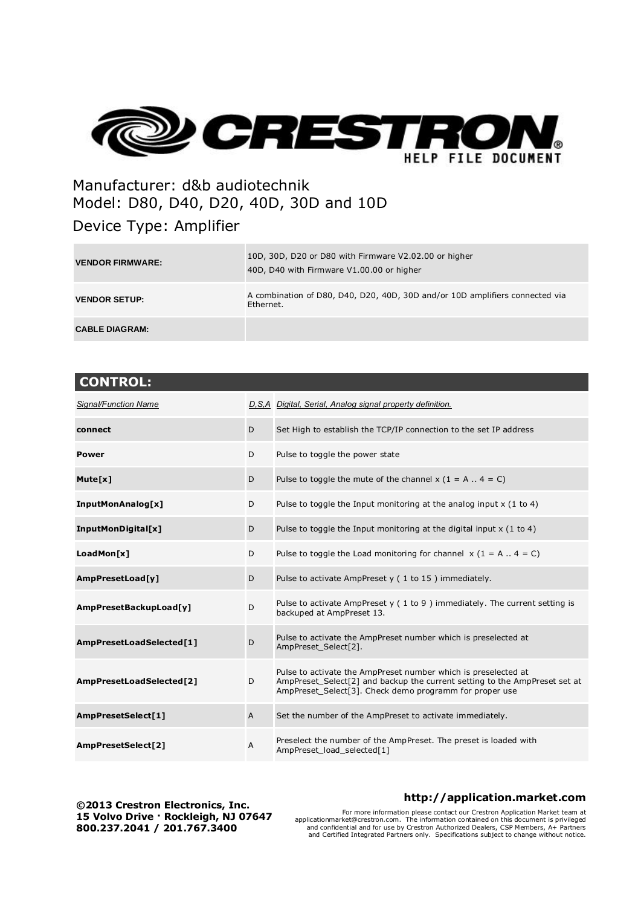Manufacturer: d&b audiotechnik
Model: D80, D40, D20, 40D, 30D and 10D
Device Type: Amplifier

| | |
|---|---|
| **VENDOR FIRMWARE:** | 10D, 30D, D20 or D80 with Firmware V2.02.00 or higher<br>40D, D40 with Firmware V1.00.00 or higher |
| **VENDOR SETUP:** | A combination of D80, D40, D20, 40D, 30D and/or 10D amplifiers connected via Ethernet. |
| **CABLE DIAGRAM:** | |

## CONTROL:

| *Signal/Function Name* | *D,S,A* | *Digital, Serial, Analog signal property definition.* |
|---|---|---|
| **connect** | D | Set High to establish the TCP/IP connection to the set IP address |
| **Power** | D | Pulse to toggle the power state |
| **Mute[x]** | D | Pulse to toggle the mute of the channel x (1 = A .. 4 = C) |
| **InputMonAnalog[x]** | D | Pulse to toggle the Input monitoring at the analog input x (1 to 4) |
| **InputMonDigital[x]** | D | Pulse to toggle the Input monitoring at the digital input x (1 to 4) |
| **LoadMon[x]** | D | Pulse to toggle the Load monitoring for channel x (1 = A .. 4 = C) |
| **AmpPresetLoad[y]** | D | Pulse to activate AmpPreset y ( 1 to 15 ) immediately. |
| **AmpPresetBackupLoad[y]** | D | Pulse to activate AmpPreset y ( 1 to 9 ) immediately. The current setting is backuped at AmpPreset 13. |
| **AmpPresetLoadSelected[1]** | D | Pulse to activate the AmpPreset number which is preselected at AmpPreset_Select[2]. |
| **AmpPresetLoadSelected[2]** | D | Pulse to activate the AmpPreset number which is preselected at AmpPreset_Select[2] and backup the current setting to the AmpPreset set at AmpPreset_Select[3]. Check demo programm for proper use |
| **AmpPresetSelect[1]** | A | Set the number of the AmpPreset to activate immediately. |
| **AmpPresetSelect[2]** | A | Preselect the number of the AmpPreset. The preset is loaded with AmpPreset_load_selected[1] |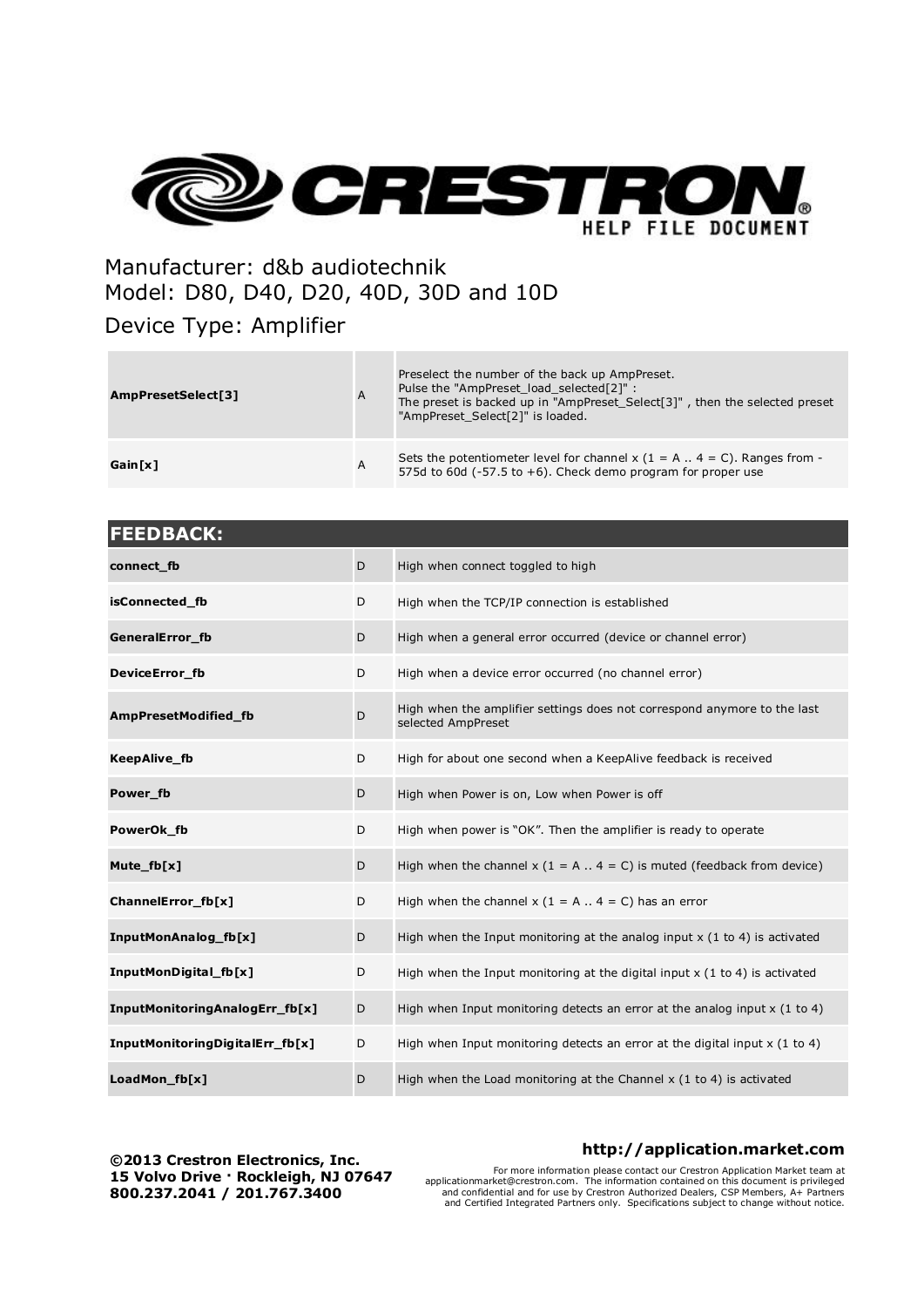# CRESTRON HELP FILE DOCUMENT

Manufacturer: d&b audiotechnik
Model: D80, D40, D20, 40D, 30D and 10D
Device Type: Amplifier

| | | |
|---|---|---|
| **AmpPresetSelect[3]** | A | Preselect the number of the back up AmpPreset. Pulse the "AmpPreset_load_selected[2]" : The preset is backed up in "AmpPreset_Select[3]" , then the selected preset "AmpPreset_Select[2]" is loaded. |
| **Gain[x]** | A | Sets the potentiometer level for channel x (1 = A .. 4 = C). Ranges from -575d to 60d (-57.5 to +6). Check demo program for proper use |

| **FEEDBACK:** | | |
|---|---|---|
| **connect_fb** | D | High when connect toggled to high |
| **isConnected_fb** | D | High when the TCP/IP connection is established |
| **GeneralError_fb** | D | High when a general error occurred (device or channel error) |
| **DeviceError_fb** | D | High when a device error occurred (no channel error) |
| **AmpPresetModified_fb** | D | High when the amplifier settings does not correspond anymore to the last selected AmpPreset |
| **KeepAlive_fb** | D | High for about one second when a KeepAlive feedback is received |
| **Power_fb** | D | High when Power is on, Low when Power is off |
| **PowerOk_fb** | D | High when power is "OK". Then the amplifier is ready to operate |
| **Mute_fb[x]** | D | High when the channel x (1 = A .. 4 = C) is muted (feedback from device) |
| **ChannelError_fb[x]** | D | High when the channel x (1 = A .. 4 = C) has an error |
| **InputMonAnalog_fb[x]** | D | High when the Input monitoring at the analog input x (1 to 4) is activated |
| **InputMonDigital_fb[x]** | D | High when the Input monitoring at the digital input x (1 to 4) is activated |
| **InputMonitoringAnalogErr_fb[x]** | D | High when Input monitoring detects an error at the analog input x (1 to 4) |
| **InputMonitoringDigitalErr_fb[x]** | D | High when Input monitoring detects an error at the digital input x (1 to 4) |
| **LoadMon_fb[x]** | D | High when the Load monitoring at the Channel x (1 to 4) is activated |

**©2013 Crestron Electronics, Inc.**
**15 Volvo Drive · Rockleigh, NJ 07647**
**800.237.2041 / 201.767.3400**

**http://application.market.com**

For more information please contact our Crestron Application Market team at applicationmarket@crestron.com. The information contained on this document is privileged and confidential and for use by Crestron Authorized Dealers, CSP Members, A+ Partners and Certified Integrated Partners only. Specifications subject to change without notice.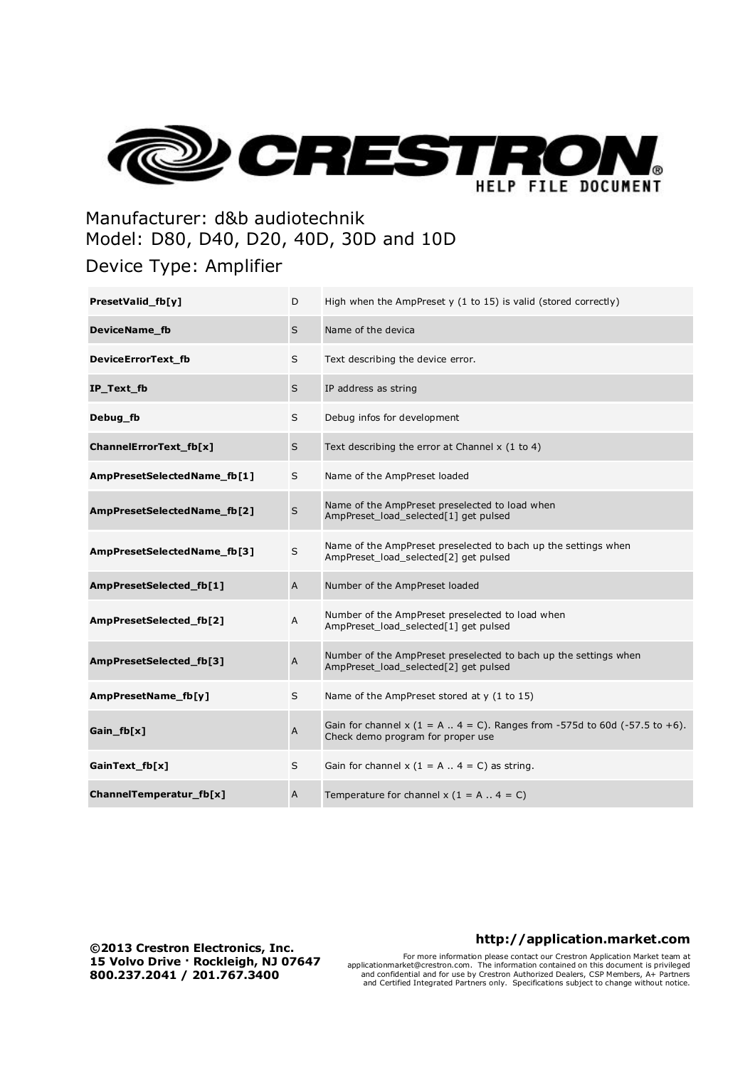Manufacturer: d&b audiotechnik
Model: D80, D40, D20, 40D, 30D and 10D
Device Type: Amplifier

| | | |
|---|---|---|
| **PresetValid_fb[y]** | D | High when the AmpPreset y (1 to 15) is valid (stored correctly) |
| **DeviceName_fb** | S | Name of the devica |
| **DeviceErrorText_fb** | S | Text describing the device error. |
| **IP_Text_fb** | S | IP address as string |
| **Debug_fb** | S | Debug infos for development |
| **ChannelErrorText_fb[x]** | S | Text describing the error at Channel x (1 to 4) |
| **AmpPresetSelectedName_fb[1]** | S | Name of the AmpPreset loaded |
| **AmpPresetSelectedName_fb[2]** | S | Name of the AmpPreset preselected to load when AmpPreset_load_selected[1] get pulsed |
| **AmpPresetSelectedName_fb[3]** | S | Name of the AmpPreset preselected to bach up the settings when AmpPreset_load_selected[2] get pulsed |
| **AmpPresetSelected_fb[1]** | A | Number of the AmpPreset loaded |
| **AmpPresetSelected_fb[2]** | A | Number of the AmpPreset preselected to load when AmpPreset_load_selected[1] get pulsed |
| **AmpPresetSelected_fb[3]** | A | Number of the AmpPreset preselected to bach up the settings when AmpPreset_load_selected[2] get pulsed |
| **AmpPresetName_fb[y]** | S | Name of the AmpPreset stored at y (1 to 15) |
| **Gain_fb[x]** | A | Gain for channel x (1 = A .. 4 = C). Ranges from -575d to 60d (-57.5 to +6). Check demo program for proper use |
| **GainText_fb[x]** | S | Gain for channel x (1 = A .. 4 = C) as string. |
| **ChannelTemperatur_fb[x]** | A | Temperature for channel x (1 = A .. 4 = C) |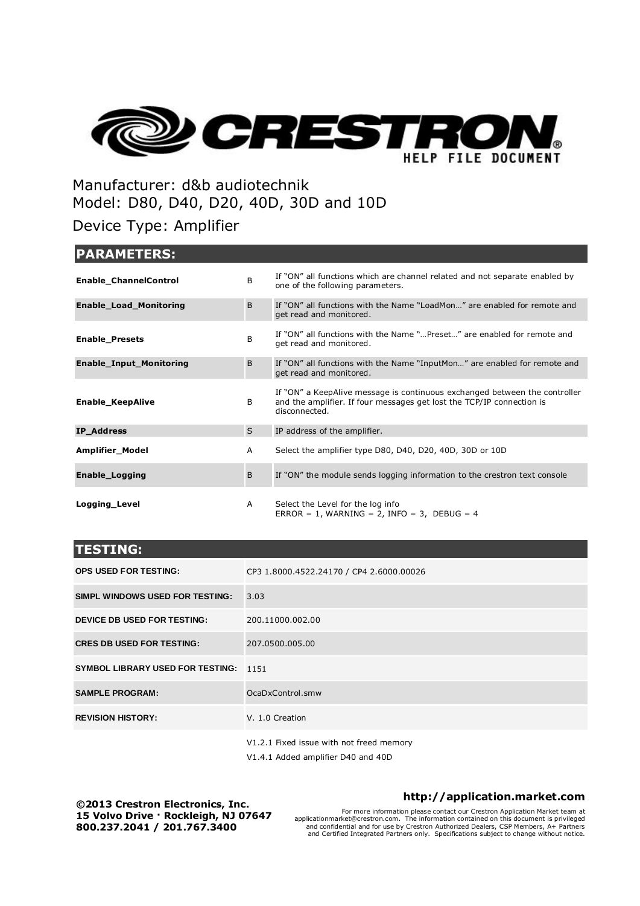CRESTRON® HELP FILE DOCUMENT

Manufacturer: d&b audiotechnik
Model: D80, D40, D20, 40D, 30D and 10D
Device Type: Amplifier

## PARAMETERS:

| | | |
|---|---|---|
| **Enable_ChannelControl** | B | If "ON" all functions which are channel related and not separate enabled by one of the following parameters. |
| **Enable_Load_Monitoring** | B | If "ON" all functions with the Name "LoadMon…" are enabled for remote and get read and monitored. |
| **Enable_Presets** | B | If "ON" all functions with the Name "…Preset…" are enabled for remote and get read and monitored. |
| **Enable_Input_Monitoring** | B | If "ON" all functions with the Name "InputMon…" are enabled for remote and get read and monitored. |
| **Enable_KeepAlive** | B | If "ON" a KeepAlive message is continuous exchanged between the controller and the amplifier. If four messages get lost the TCP/IP connection is disconnected. |
| **IP_Address** | S | IP address of the amplifier. |
| **Amplifier_Model** | A | Select the amplifier type D80, D40, D20, 40D, 30D or 10D |
| **Enable_Logging** | B | If "ON" the module sends logging information to the crestron text console |
| **Logging_Level** | A | Select the Level for the log info<br>ERROR = 1, WARNING = 2, INFO = 3, DEBUG = 4 |

## TESTING:

| | |
|---|---|
| **OPS USED FOR TESTING:** | CP3 1.8000.4522.24170 / CP4 2.6000.00026 |
| **SIMPL WINDOWS USED FOR TESTING:** | 3.03 |
| **DEVICE DB USED FOR TESTING:** | 200.11000.002.00 |
| **CRES DB USED FOR TESTING:** | 207.0500.005.00 |
| **SYMBOL LIBRARY USED FOR TESTING:** | 1151 |
| **SAMPLE PROGRAM:** | OcaDxControl.smw |
| **REVISION HISTORY:** | V. 1.0 Creation<br>V1.2.1 Fixed issue with not freed memory<br>V1.4.1 Added amplifier D40 and 40D |

**©2013 Crestron Electronics, Inc.**
**15 Volvo Drive · Rockleigh, NJ 07647**
**800.237.2041 / 201.767.3400**

**http://application.market.com**

For more information please contact our Crestron Application Market team at applicationmarket@crestron.com. The information contained on this document is privileged and confidential and for use by Crestron Authorized Dealers, CSP Members, A+ Partners and Certified Integrated Partners only. Specifications subject to change without notice.